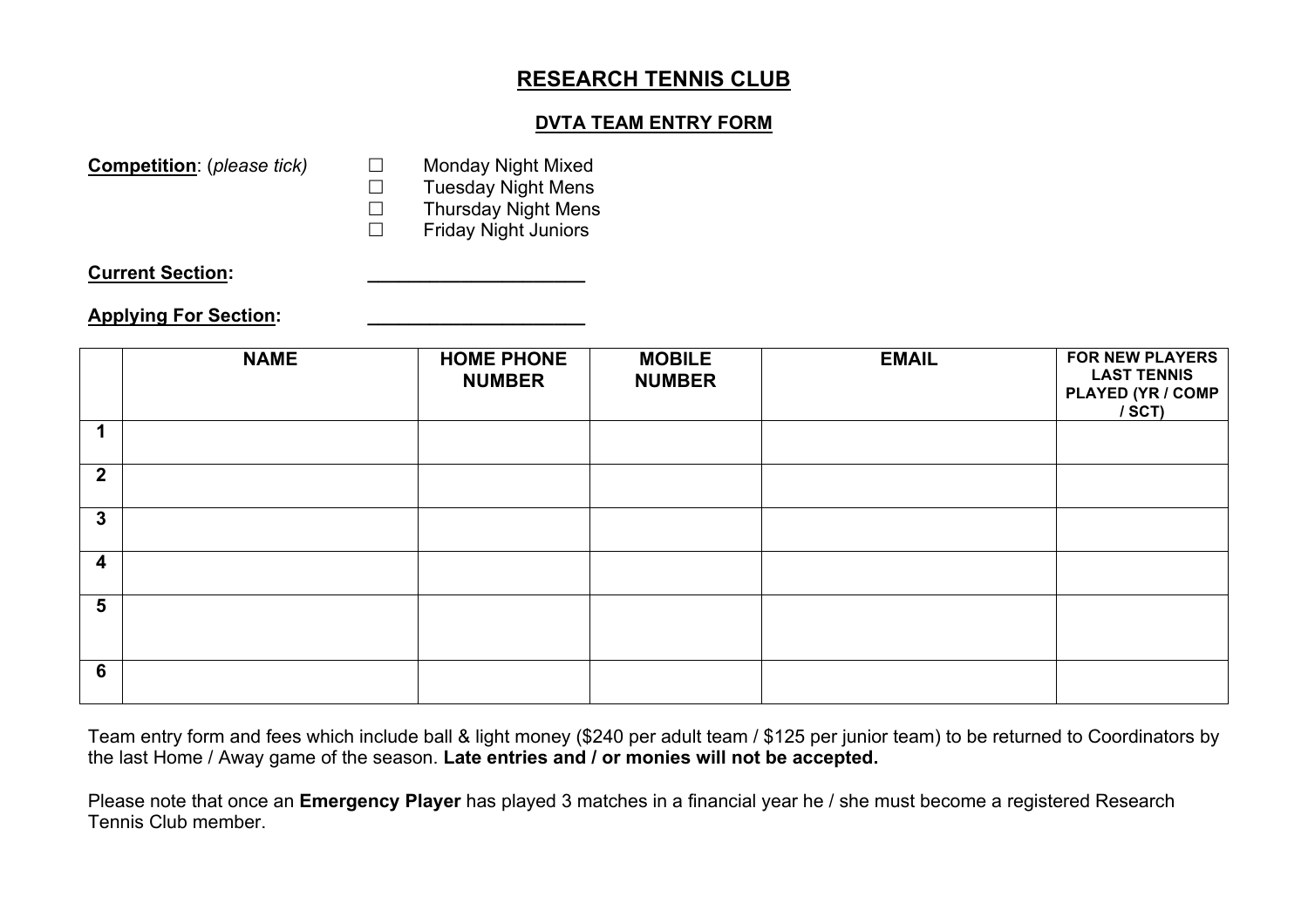# RESEARCH TENNIS CLUB

## DVTA TEAM ENTRY FORM

**Competition**: (*please tick*)

- ☐ Monday Night Mixed
- ☐ Tuesday Night Mens
- ☐ Thursday Night Mens
- ☐ Friday Night Juniors

**Current Section:** ____________________

**Applying For Section:** ____________________

| | NAME | HOME PHONE NUMBER | MOBILE NUMBER | EMAIL | FOR NEW PLAYERS LAST TENNIS PLAYED (YR / COMP / SCT) |
|---|---|---|---|---|---|
| 1 | | | | | |
| 2 | | | | | |
| 3 | | | | | |
| 4 | | | | | |
| 5 | | | | | |
| 6 | | | | | |

Team entry form and fees which include ball & light money ($240 per adult team / $125 per junior team) to be returned to Coordinators by the last Home / Away game of the season. **Late entries and / or monies will not be accepted.**

Please note that once an **Emergency Player** has played 3 matches in a financial year he / she must become a registered Research Tennis Club member.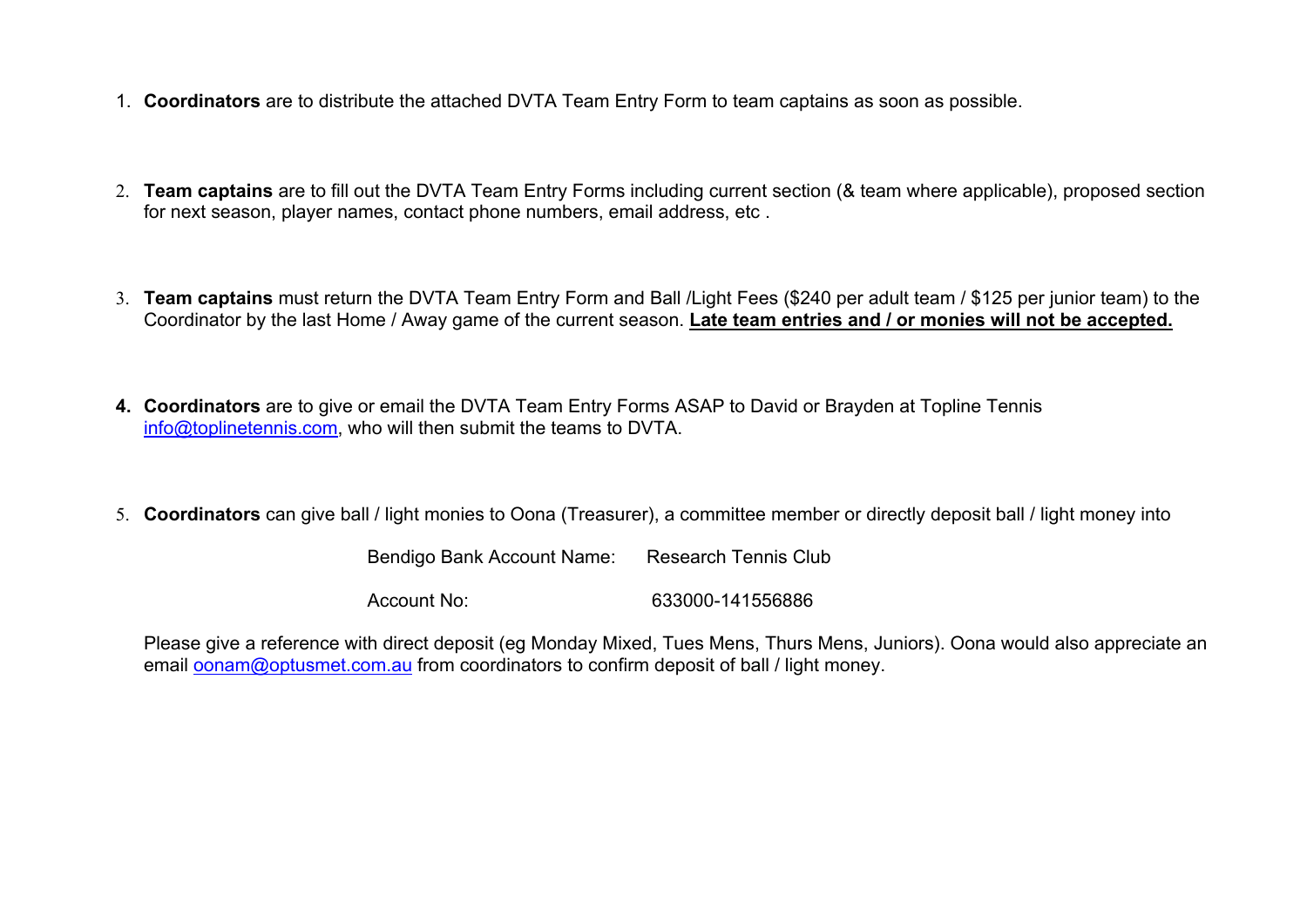1. **Coordinators** are to distribute the attached DVTA Team Entry Form to team captains as soon as possible.

2. **Team captains** are to fill out the DVTA Team Entry Forms including current section (& team where applicable), proposed section for next season, player names, contact phone numbers, email address, etc .

3. **Team captains** must return the DVTA Team Entry Form and Ball /Light Fees ($240 per adult team / $125 per junior team) to the Coordinator by the last Home / Away game of the current season. **<u>Late team entries and / or monies will not be accepted.</u>**

4. **Coordinators** are to give or email the DVTA Team Entry Forms ASAP to David or Brayden at Topline Tennis info@toplinetennis.com, who will then submit the teams to DVTA.

5. **Coordinators** can give ball / light monies to Oona (Treasurer), a committee member or directly deposit ball / light money into

   Bendigo Bank Account Name: Research Tennis Club

   Account No: 633000-141556886

   Please give a reference with direct deposit (eg Monday Mixed, Tues Mens, Thurs Mens, Juniors). Oona would also appreciate an email oonam@optusmet.com.au from coordinators to confirm deposit of ball / light money.